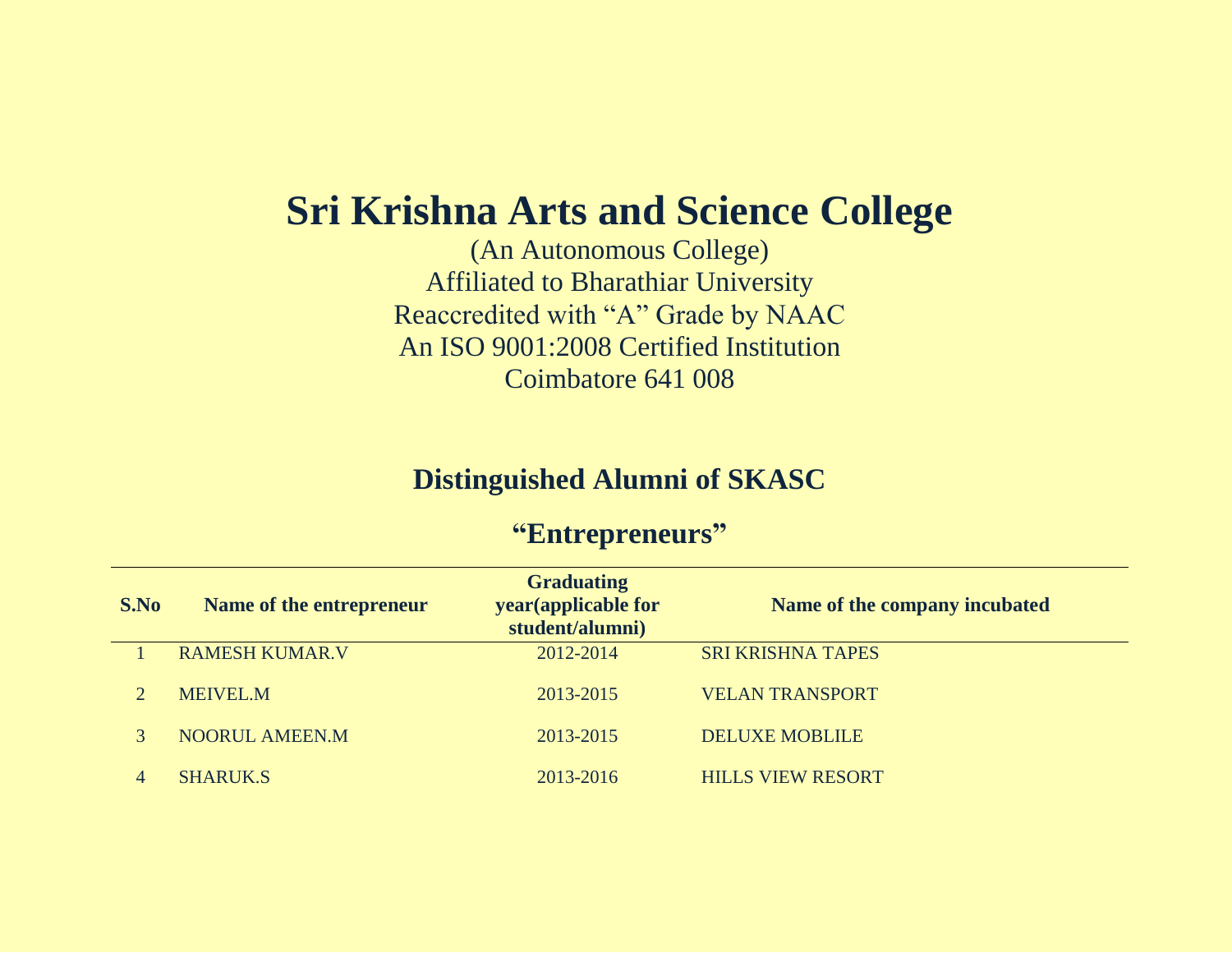# Sri Krishna Arts and Science College

(An Autonomous College)
Affiliated to Bharathiar University
Reaccredited with “A” Grade by NAAC
An ISO 9001:2008 Certified Institution
Coimbatore 641 008

## Distinguished Alumni of SKASC

## “Entrepreneurs”

| S.No | Name of the entrepreneur | Graduating year(applicable for student/alumni) | Name of the company incubated |
|---|---|---|---|
| 1 | RAMESH KUMAR.V | 2012-2014 | SRI KRISHNA TAPES |
| 2 | MEIVEL.M | 2013-2015 | VELAN TRANSPORT |
| 3 | NOORUL AMEEN.M | 2013-2015 | DELUXE MOBLILE |
| 4 | SHARUK.S | 2013-2016 | HILLS VIEW RESORT |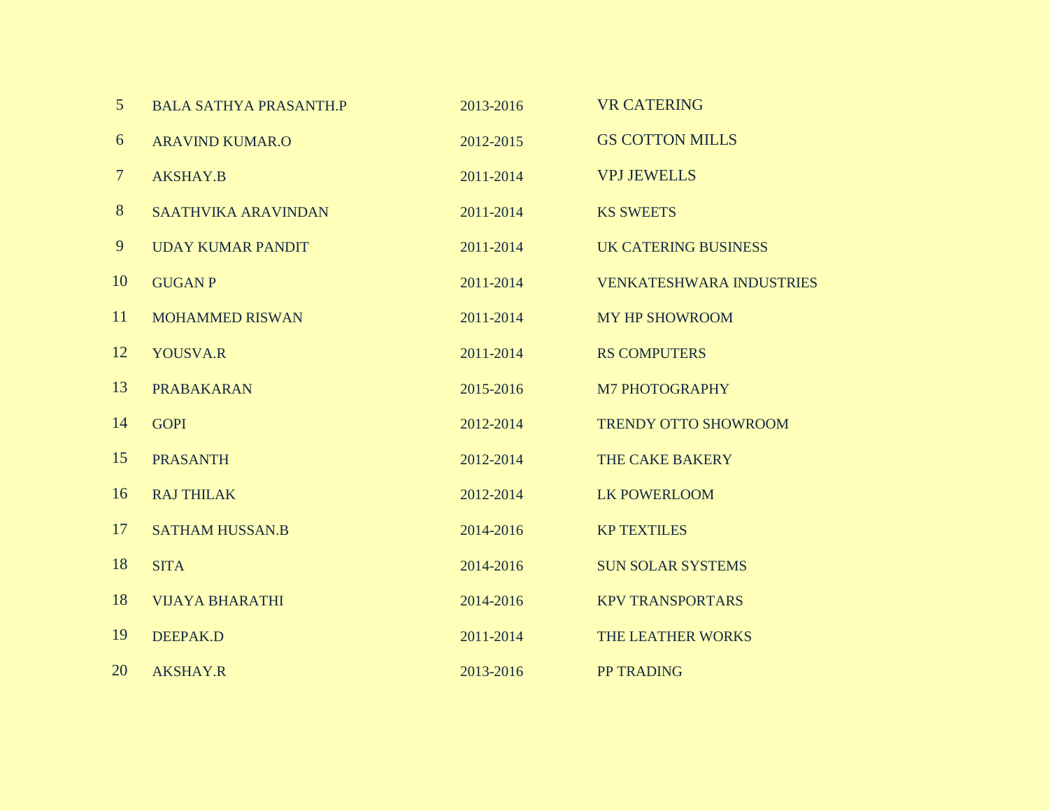| | | | |
|---|---|---|---|
| 5 | BALA SATHYA PRASANTH.P | 2013-2016 | VR CATERING |
| 6 | ARAVIND KUMAR.O | 2012-2015 | GS COTTON MILLS |
| 7 | AKSHAY.B | 2011-2014 | VPJ JEWELLS |
| 8 | SAATHVIKA ARAVINDAN | 2011-2014 | KS SWEETS |
| 9 | UDAY KUMAR PANDIT | 2011-2014 | UK CATERING BUSINESS |
| 10 | GUGAN P | 2011-2014 | VENKATESHWARA INDUSTRIES |
| 11 | MOHAMMED RISWAN | 2011-2014 | MY HP SHOWROOM |
| 12 | YOUSVA.R | 2011-2014 | RS COMPUTERS |
| 13 | PRABAKARAN | 2015-2016 | M7 PHOTOGRAPHY |
| 14 | GOPI | 2012-2014 | TRENDY OTTO SHOWROOM |
| 15 | PRASANTH | 2012-2014 | THE CAKE BAKERY |
| 16 | RAJ THILAK | 2012-2014 | LK POWERLOOM |
| 17 | SATHAM HUSSAN.B | 2014-2016 | KP TEXTILES |
| 18 | SITA | 2014-2016 | SUN SOLAR SYSTEMS |
| 18 | VIJAYA BHARATHI | 2014-2016 | KPV TRANSPORTARS |
| 19 | DEEPAK.D | 2011-2014 | THE LEATHER WORKS |
| 20 | AKSHAY.R | 2013-2016 | PP TRADING |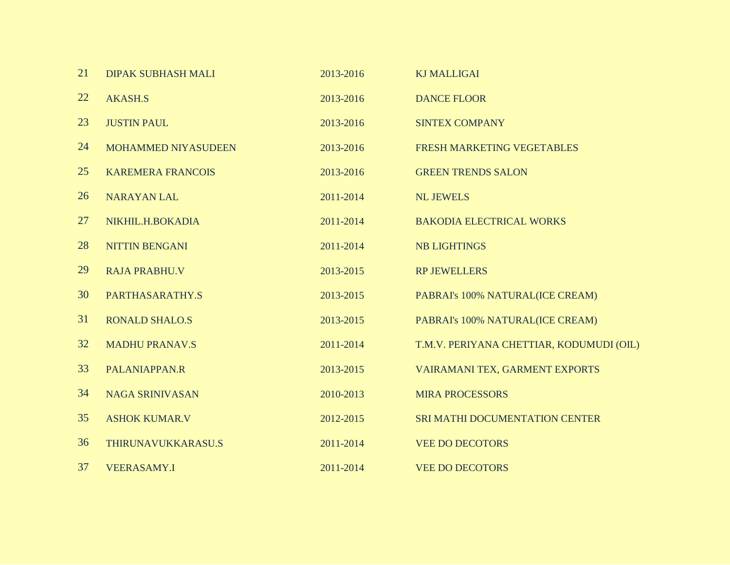| | | | |
|---|---|---|---|
| 21 | DIPAK SUBHASH MALI | 2013-2016 | KJ MALLIGAI |
| 22 | AKASH.S | 2013-2016 | DANCE FLOOR |
| 23 | JUSTIN PAUL | 2013-2016 | SINTEX COMPANY |
| 24 | MOHAMMED NIYASUDEEN | 2013-2016 | FRESH MARKETING VEGETABLES |
| 25 | KAREMERA FRANCOIS | 2013-2016 | GREEN TRENDS SALON |
| 26 | NARAYAN LAL | 2011-2014 | NL JEWELS |
| 27 | NIKHIL.H.BOKADIA | 2011-2014 | BAKODIA ELECTRICAL WORKS |
| 28 | NITTIN BENGANI | 2011-2014 | NB LIGHTINGS |
| 29 | RAJA PRABHU.V | 2013-2015 | RP JEWELLERS |
| 30 | PARTHASARATHY.S | 2013-2015 | PABRAI's 100% NATURAL(ICE CREAM) |
| 31 | RONALD SHALO.S | 2013-2015 | PABRAI's 100% NATURAL(ICE CREAM) |
| 32 | MADHU PRANAV.S | 2011-2014 | T.M.V. PERIYANA CHETTIAR, KODUMUDI (OIL) |
| 33 | PALANIAPPAN.R | 2013-2015 | VAIRAMANI TEX, GARMENT EXPORTS |
| 34 | NAGA SRINIVASAN | 2010-2013 | MIRA PROCESSORS |
| 35 | ASHOK KUMAR.V | 2012-2015 | SRI MATHI DOCUMENTATION CENTER |
| 36 | THIRUNAVUKKARASU.S | 2011-2014 | VEE DO DECOTORS |
| 37 | VEERASAMY.I | 2011-2014 | VEE DO DECOTORS |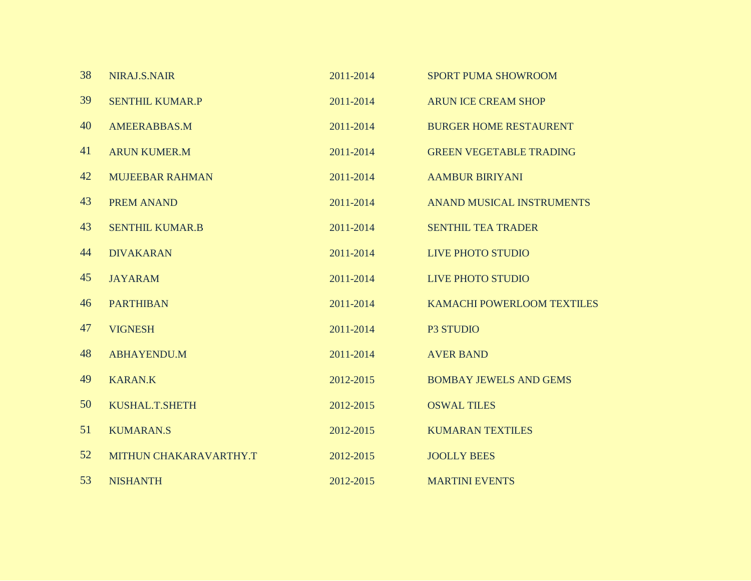| | | | |
|---|---|---|---|
| 38 | NIRAJ.S.NAIR | 2011-2014 | SPORT PUMA SHOWROOM |
| 39 | SENTHIL KUMAR.P | 2011-2014 | ARUN ICE CREAM SHOP |
| 40 | AMEERABBAS.M | 2011-2014 | BURGER HOME RESTAURENT |
| 41 | ARUN KUMER.M | 2011-2014 | GREEN VEGETABLE TRADING |
| 42 | MUJEEBAR RAHMAN | 2011-2014 | AAMBUR BIRIYANI |
| 43 | PREM ANAND | 2011-2014 | ANAND MUSICAL INSTRUMENTS |
| 43 | SENTHIL KUMAR.B | 2011-2014 | SENTHIL TEA TRADER |
| 44 | DIVAKARAN | 2011-2014 | LIVE PHOTO STUDIO |
| 45 | JAYARAM | 2011-2014 | LIVE PHOTO STUDIO |
| 46 | PARTHIBAN | 2011-2014 | KAMACHI POWERLOOM TEXTILES |
| 47 | VIGNESH | 2011-2014 | P3 STUDIO |
| 48 | ABHAYENDU.M | 2011-2014 | AVER BAND |
| 49 | KARAN.K | 2012-2015 | BOMBAY JEWELS AND GEMS |
| 50 | KUSHAL.T.SHETH | 2012-2015 | OSWAL TILES |
| 51 | KUMARAN.S | 2012-2015 | KUMARAN TEXTILES |
| 52 | MITHUN CHAKARAVARTHY.T | 2012-2015 | JOOLLY BEES |
| 53 | NISHANTH | 2012-2015 | MARTINI EVENTS |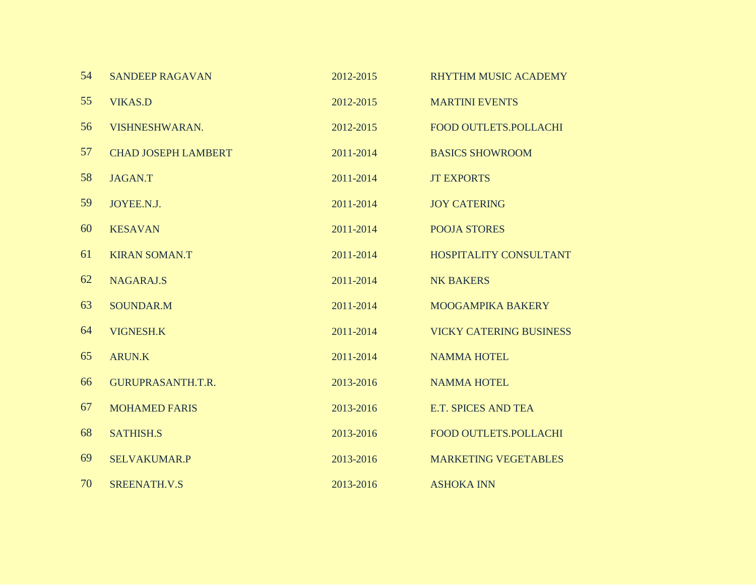| | | | |
|---|---|---|---|
| 54 | SANDEEP RAGAVAN | 2012-2015 | RHYTHM MUSIC ACADEMY |
| 55 | VIKAS.D | 2012-2015 | MARTINI EVENTS |
| 56 | VISHNESHWARAN. | 2012-2015 | FOOD OUTLETS.POLLACHI |
| 57 | CHAD JOSEPH LAMBERT | 2011-2014 | BASICS SHOWROOM |
| 58 | JAGAN.T | 2011-2014 | JT EXPORTS |
| 59 | JOYEE.N.J. | 2011-2014 | JOY CATERING |
| 60 | KESAVAN | 2011-2014 | POOJA STORES |
| 61 | KIRAN SOMAN.T | 2011-2014 | HOSPITALITY CONSULTANT |
| 62 | NAGARAJ.S | 2011-2014 | NK BAKERS |
| 63 | SOUNDAR.M | 2011-2014 | MOOGAMPIKA BAKERY |
| 64 | VIGNESH.K | 2011-2014 | VICKY CATERING BUSINESS |
| 65 | ARUN.K | 2011-2014 | NAMMA HOTEL |
| 66 | GURUPRASANTH.T.R. | 2013-2016 | NAMMA HOTEL |
| 67 | MOHAMED FARIS | 2013-2016 | E.T. SPICES AND TEA |
| 68 | SATHISH.S | 2013-2016 | FOOD OUTLETS.POLLACHI |
| 69 | SELVAKUMAR.P | 2013-2016 | MARKETING VEGETABLES |
| 70 | SREENATH.V.S | 2013-2016 | ASHOKA INN |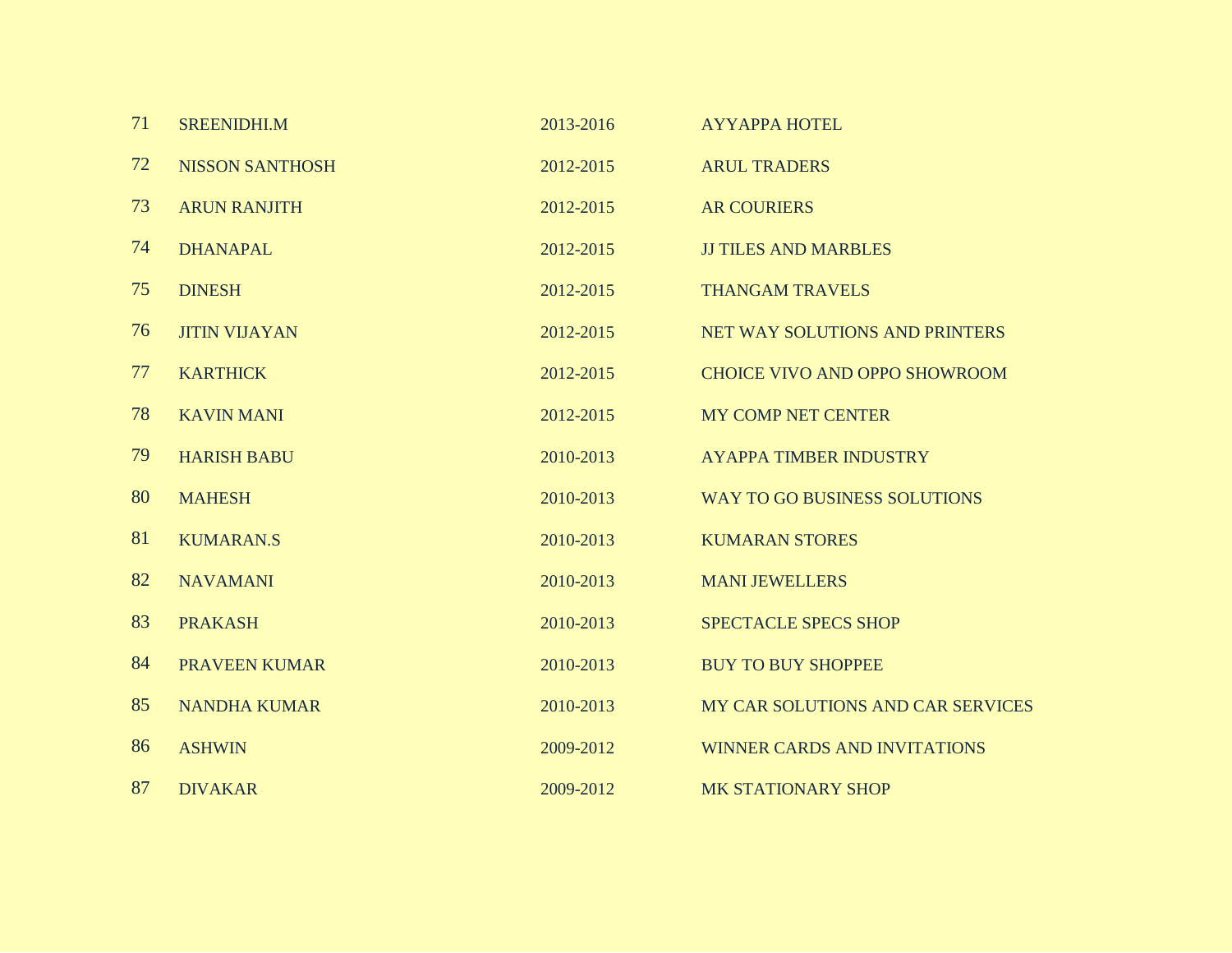| | | | |
|---|---|---|---|
| 71 | SREENIDHI.M | 2013-2016 | AYYAPPA HOTEL |
| 72 | NISSON SANTHOSH | 2012-2015 | ARUL TRADERS |
| 73 | ARUN RANJITH | 2012-2015 | AR COURIERS |
| 74 | DHANAPAL | 2012-2015 | JJ TILES AND MARBLES |
| 75 | DINESH | 2012-2015 | THANGAM TRAVELS |
| 76 | JITIN VIJAYAN | 2012-2015 | NET WAY SOLUTIONS AND PRINTERS |
| 77 | KARTHICK | 2012-2015 | CHOICE VIVO AND OPPO SHOWROOM |
| 78 | KAVIN MANI | 2012-2015 | MY COMP NET CENTER |
| 79 | HARISH BABU | 2010-2013 | AYAPPA TIMBER INDUSTRY |
| 80 | MAHESH | 2010-2013 | WAY TO GO BUSINESS SOLUTIONS |
| 81 | KUMARAN.S | 2010-2013 | KUMARAN STORES |
| 82 | NAVAMANI | 2010-2013 | MANI JEWELLERS |
| 83 | PRAKASH | 2010-2013 | SPECTACLE SPECS SHOP |
| 84 | PRAVEEN KUMAR | 2010-2013 | BUY TO BUY SHOPPEE |
| 85 | NANDHA KUMAR | 2010-2013 | MY CAR SOLUTIONS AND CAR SERVICES |
| 86 | ASHWIN | 2009-2012 | WINNER CARDS AND INVITATIONS |
| 87 | DIVAKAR | 2009-2012 | MK STATIONARY SHOP |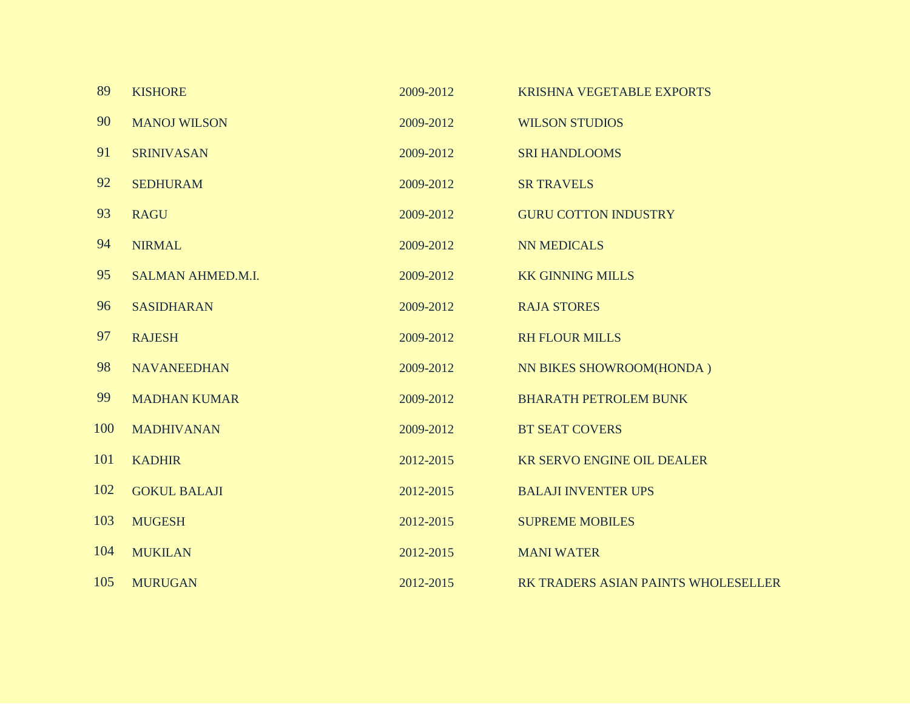| | | | |
|---|---|---|---|
| 89 | KISHORE | 2009-2012 | KRISHNA VEGETABLE EXPORTS |
| 90 | MANOJ WILSON | 2009-2012 | WILSON STUDIOS |
| 91 | SRINIVASAN | 2009-2012 | SRI HANDLOOMS |
| 92 | SEDHURAM | 2009-2012 | SR TRAVELS |
| 93 | RAGU | 2009-2012 | GURU COTTON INDUSTRY |
| 94 | NIRMAL | 2009-2012 | NN MEDICALS |
| 95 | SALMAN AHMED.M.I. | 2009-2012 | KK GINNING MILLS |
| 96 | SASIDHARAN | 2009-2012 | RAJA STORES |
| 97 | RAJESH | 2009-2012 | RH FLOUR MILLS |
| 98 | NAVANEEDHAN | 2009-2012 | NN BIKES SHOWROOM(HONDA ) |
| 99 | MADHAN KUMAR | 2009-2012 | BHARATH PETROLEM BUNK |
| 100 | MADHIVANAN | 2009-2012 | BT SEAT COVERS |
| 101 | KADHIR | 2012-2015 | KR SERVO ENGINE OIL DEALER |
| 102 | GOKUL BALAJI | 2012-2015 | BALAJI INVENTER UPS |
| 103 | MUGESH | 2012-2015 | SUPREME MOBILES |
| 104 | MUKILAN | 2012-2015 | MANI WATER |
| 105 | MURUGAN | 2012-2015 | RK TRADERS ASIAN PAINTS WHOLESELLER |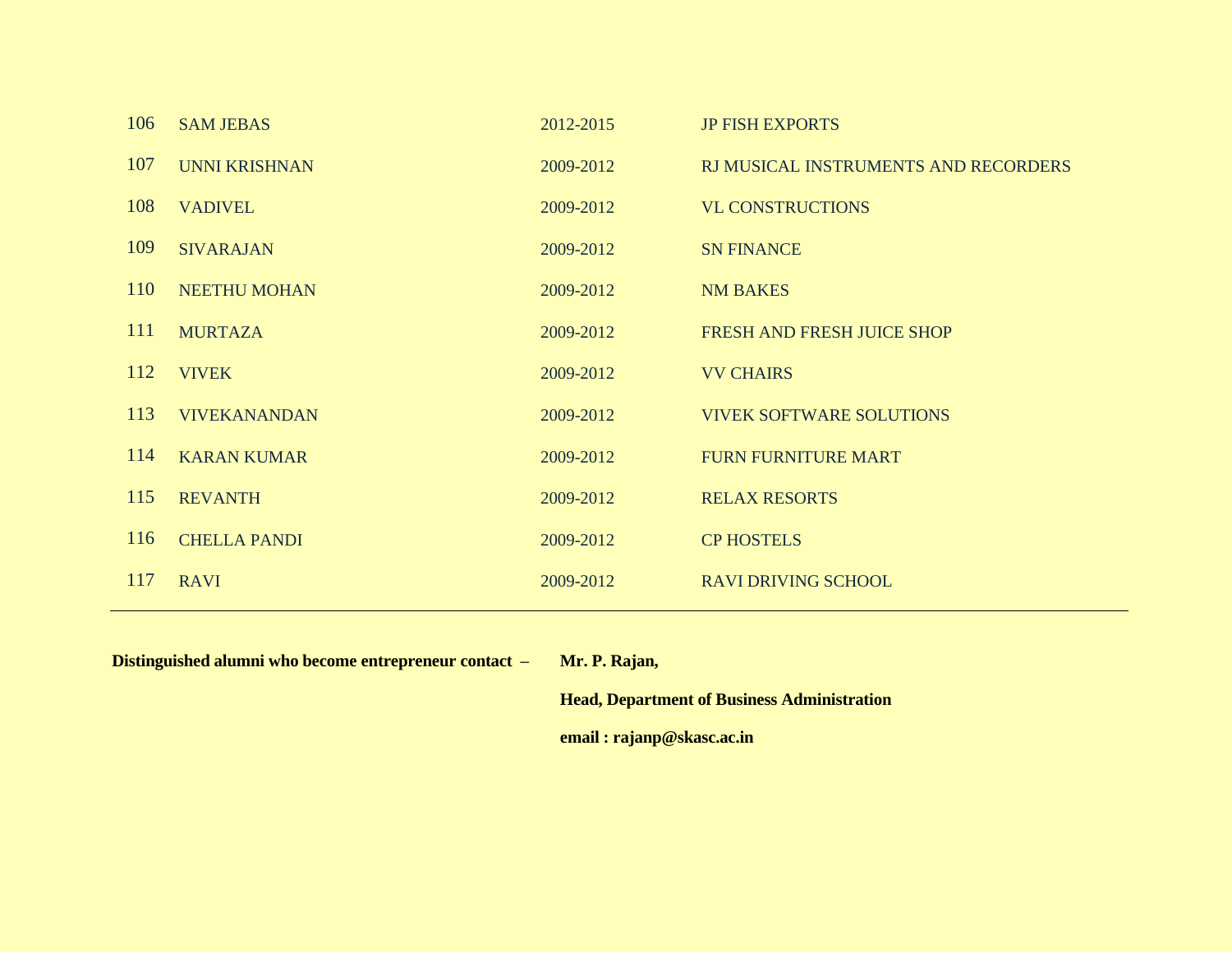| | | | |
|---|---|---|---|
| 106 | SAM JEBAS | 2012-2015 | JP FISH EXPORTS |
| 107 | UNNI KRISHNAN | 2009-2012 | RJ MUSICAL INSTRUMENTS AND RECORDERS |
| 108 | VADIVEL | 2009-2012 | VL CONSTRUCTIONS |
| 109 | SIVARAJAN | 2009-2012 | SN FINANCE |
| 110 | NEETHU MOHAN | 2009-2012 | NM BAKES |
| 111 | MURTAZA | 2009-2012 | FRESH AND FRESH JUICE SHOP |
| 112 | VIVEK | 2009-2012 | VV CHAIRS |
| 113 | VIVEKANANDAN | 2009-2012 | VIVEK SOFTWARE SOLUTIONS |
| 114 | KARAN KUMAR | 2009-2012 | FURN FURNITURE MART |
| 115 | REVANTH | 2009-2012 | RELAX RESORTS |
| 116 | CHELLA PANDI | 2009-2012 | CP HOSTELS |
| 117 | RAVI | 2009-2012 | RAVI DRIVING SCHOOL |

**Distinguished alumni who become entrepreneur contact –** **Mr. P. Rajan,**

**Head, Department of Business Administration**

**email : rajanp@skasc.ac.in**